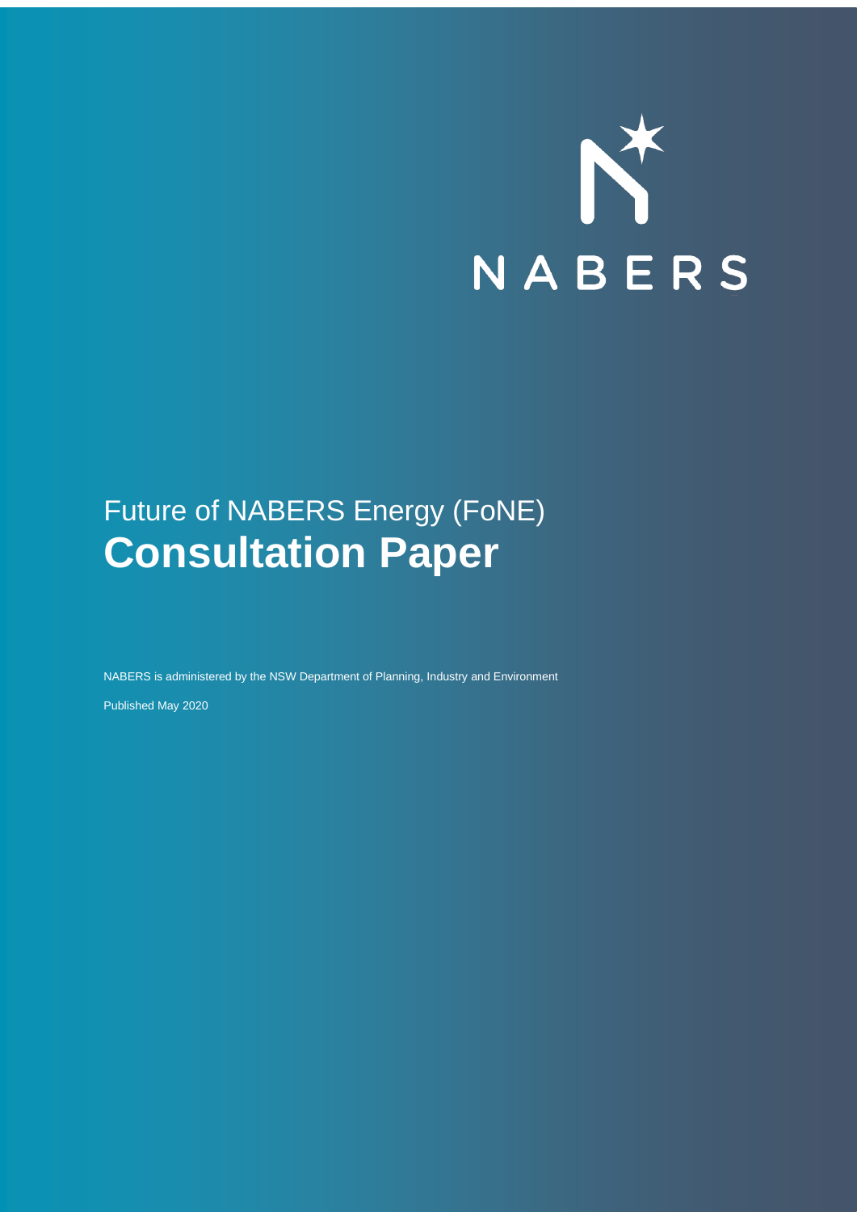NABERS

# Future of NABERS Energy (FoNE)
# **Consultation Paper**

NABERS is administered by the NSW Department of Planning, Industry and Environment

Published May 2020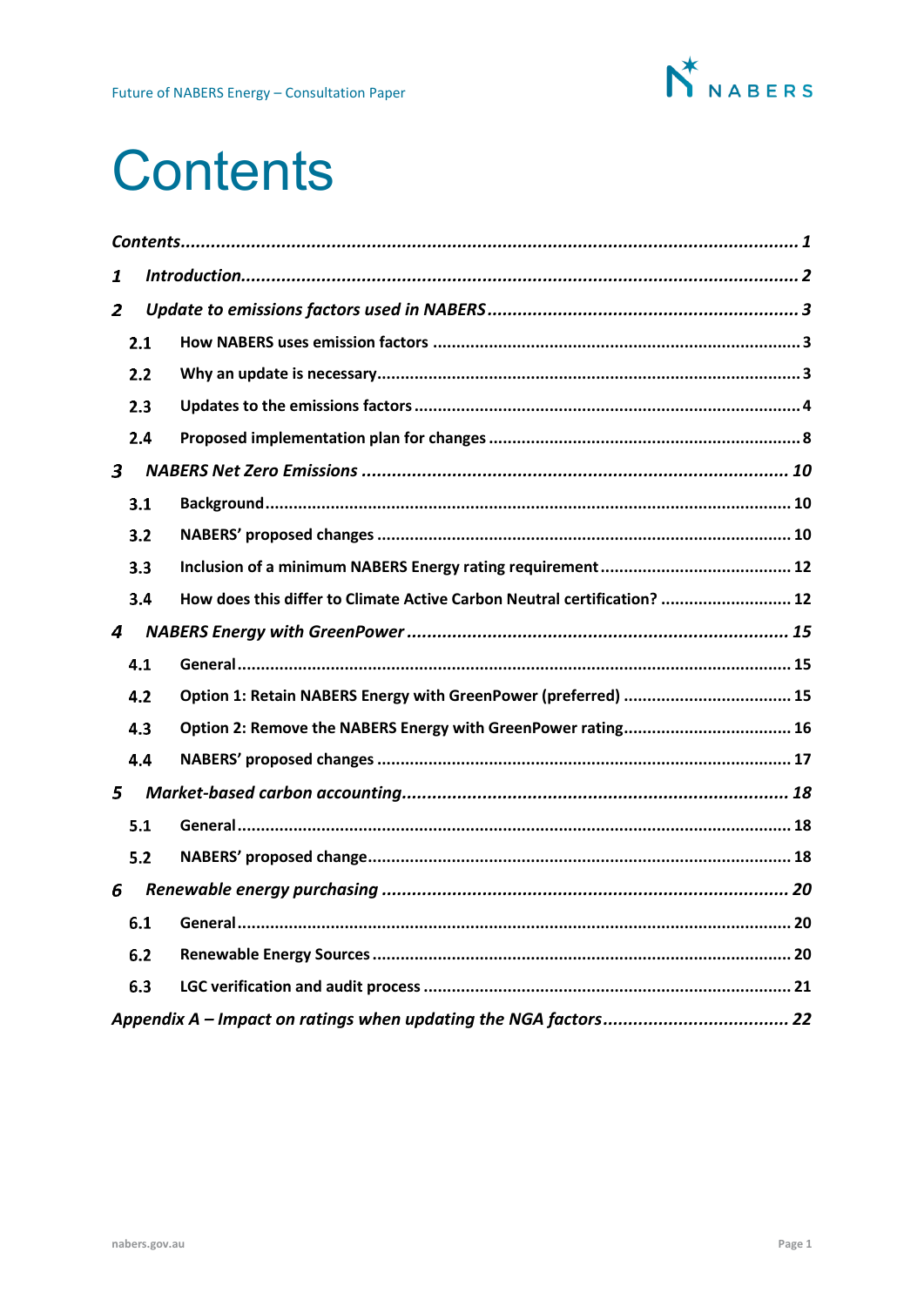# Contents

*Contents* ........................................................................................................ *1*

*1 Introduction* ........................................................................................................ *2*

*2 Update to emissions factors used in NABERS* ........................................................................................................ *3*

- **2.1 How NABERS uses emission factors** ........................................................................................................ **3**
- **2.2 Why an update is necessary** ........................................................................................................ **3**
- **2.3 Updates to the emissions factors** ........................................................................................................ **4**
- **2.4 Proposed implementation plan for changes** ........................................................................................................ **8**

*3 NABERS Net Zero Emissions* ........................................................................................................ *10*

- **3.1 Background** ........................................................................................................ **10**
- **3.2 NABERS' proposed changes** ........................................................................................................ **10**
- **3.3 Inclusion of a minimum NABERS Energy rating requirement** ........................................................................................................ **12**
- **3.4 How does this differ to Climate Active Carbon Neutral certification?** ........................................................................................................ **12**

*4 NABERS Energy with GreenPower* ........................................................................................................ *15*

- **4.1 General** ........................................................................................................ **15**
- **4.2 Option 1: Retain NABERS Energy with GreenPower (preferred)** ........................................................................................................ **15**
- **4.3 Option 2: Remove the NABERS Energy with GreenPower rating** ........................................................................................................ **16**
- **4.4 NABERS' proposed changes** ........................................................................................................ **17**

*5 Market-based carbon accounting* ........................................................................................................ *18*

- **5.1 General** ........................................................................................................ **18**
- **5.2 NABERS' proposed change** ........................................................................................................ **18**

*6 Renewable energy purchasing* ........................................................................................................ *20*

- **6.1 General** ........................................................................................................ **20**
- **6.2 Renewable Energy Sources** ........................................................................................................ **20**
- **6.3 LGC verification and audit process** ........................................................................................................ **21**

*Appendix A – Impact on ratings when updating the NGA factors* ........................................................................................................ *22*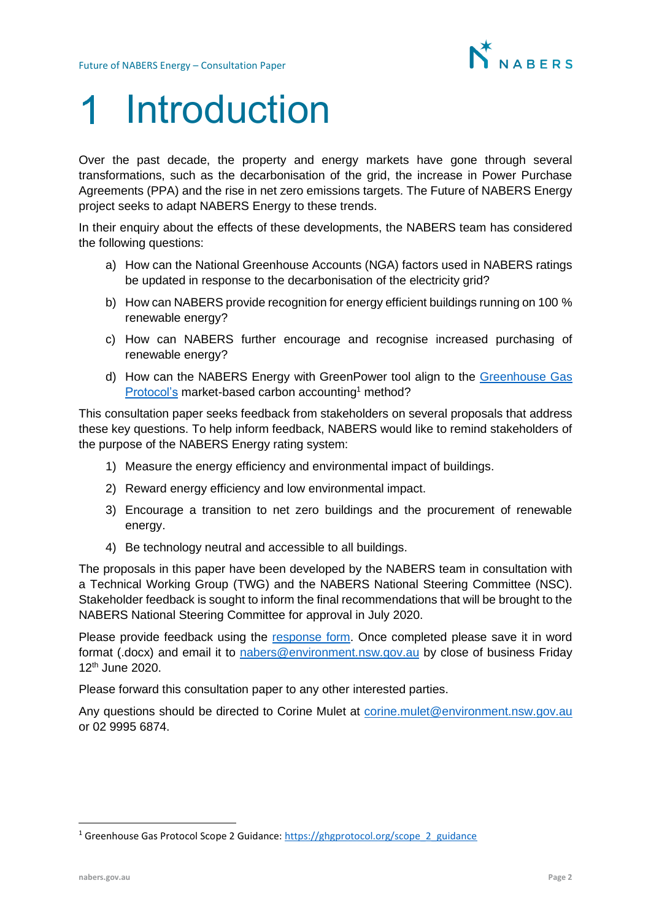# 1 Introduction

Over the past decade, the property and energy markets have gone through several transformations, such as the decarbonisation of the grid, the increase in Power Purchase Agreements (PPA) and the rise in net zero emissions targets. The Future of NABERS Energy project seeks to adapt NABERS Energy to these trends.

In their enquiry about the effects of these developments, the NABERS team has considered the following questions:

a) How can the National Greenhouse Accounts (NGA) factors used in NABERS ratings be updated in response to the decarbonisation of the electricity grid?

b) How can NABERS provide recognition for energy efficient buildings running on 100 % renewable energy?

c) How can NABERS further encourage and recognise increased purchasing of renewable energy?

d) How can the NABERS Energy with GreenPower tool align to the Greenhouse Gas Protocol's market-based carbon accounting[1] method?

This consultation paper seeks feedback from stakeholders on several proposals that address these key questions. To help inform feedback, NABERS would like to remind stakeholders of the purpose of the NABERS Energy rating system:

1) Measure the energy efficiency and environmental impact of buildings.

2) Reward energy efficiency and low environmental impact.

3) Encourage a transition to net zero buildings and the procurement of renewable energy.

4) Be technology neutral and accessible to all buildings.

The proposals in this paper have been developed by the NABERS team in consultation with a Technical Working Group (TWG) and the NABERS National Steering Committee (NSC). Stakeholder feedback is sought to inform the final recommendations that will be brought to the NABERS National Steering Committee for approval in July 2020.

Please provide feedback using the response form. Once completed please save it in word format (.docx) and email it to nabers@environment.nsw.gov.au by close of business Friday 12th June 2020.

Please forward this consultation paper to any other interested parties.

Any questions should be directed to Corine Mulet at corine.mulet@environment.nsw.gov.au or 02 9995 6874.

---

[1] Greenhouse Gas Protocol Scope 2 Guidance: https://ghgprotocol.org/scope_2_guidance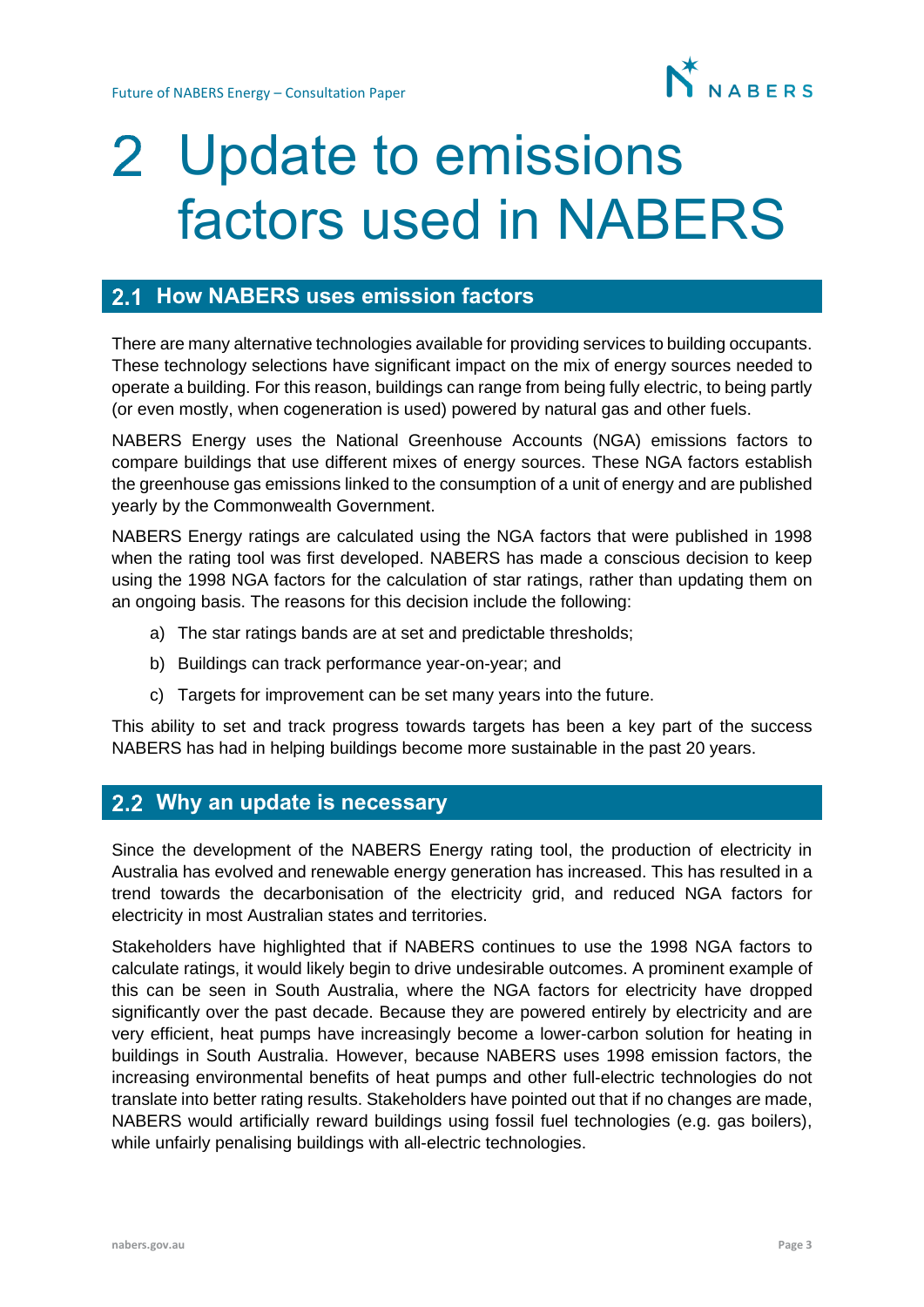# 2 Update to emissions factors used in NABERS

## 2.1 How NABERS uses emission factors

There are many alternative technologies available for providing services to building occupants. These technology selections have significant impact on the mix of energy sources needed to operate a building. For this reason, buildings can range from being fully electric, to being partly (or even mostly, when cogeneration is used) powered by natural gas and other fuels.

NABERS Energy uses the National Greenhouse Accounts (NGA) emissions factors to compare buildings that use different mixes of energy sources. These NGA factors establish the greenhouse gas emissions linked to the consumption of a unit of energy and are published yearly by the Commonwealth Government.

NABERS Energy ratings are calculated using the NGA factors that were published in 1998 when the rating tool was first developed. NABERS has made a conscious decision to keep using the 1998 NGA factors for the calculation of star ratings, rather than updating them on an ongoing basis. The reasons for this decision include the following:

a) The star ratings bands are at set and predictable thresholds;

b) Buildings can track performance year-on-year; and

c) Targets for improvement can be set many years into the future.

This ability to set and track progress towards targets has been a key part of the success NABERS has had in helping buildings become more sustainable in the past 20 years.

## 2.2 Why an update is necessary

Since the development of the NABERS Energy rating tool, the production of electricity in Australia has evolved and renewable energy generation has increased. This has resulted in a trend towards the decarbonisation of the electricity grid, and reduced NGA factors for electricity in most Australian states and territories.

Stakeholders have highlighted that if NABERS continues to use the 1998 NGA factors to calculate ratings, it would likely begin to drive undesirable outcomes. A prominent example of this can be seen in South Australia, where the NGA factors for electricity have dropped significantly over the past decade. Because they are powered entirely by electricity and are very efficient, heat pumps have increasingly become a lower-carbon solution for heating in buildings in South Australia. However, because NABERS uses 1998 emission factors, the increasing environmental benefits of heat pumps and other full-electric technologies do not translate into better rating results. Stakeholders have pointed out that if no changes are made, NABERS would artificially reward buildings using fossil fuel technologies (e.g. gas boilers), while unfairly penalising buildings with all-electric technologies.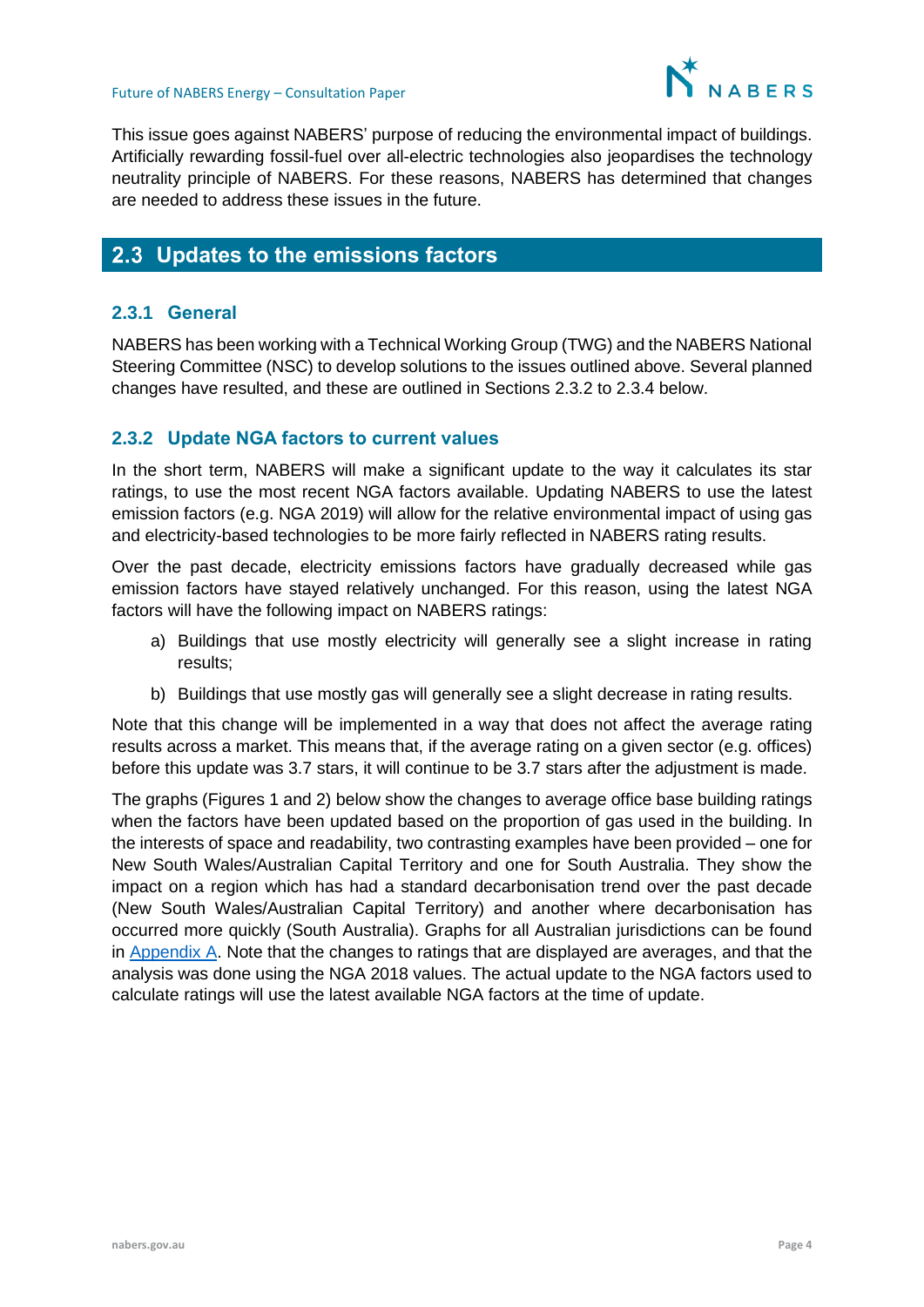This issue goes against NABERS' purpose of reducing the environmental impact of buildings. Artificially rewarding fossil-fuel over all-electric technologies also jeopardises the technology neutrality principle of NABERS. For these reasons, NABERS has determined that changes are needed to address these issues in the future.

## 2.3 Updates to the emissions factors

### 2.3.1 General

NABERS has been working with a Technical Working Group (TWG) and the NABERS National Steering Committee (NSC) to develop solutions to the issues outlined above. Several planned changes have resulted, and these are outlined in Sections 2.3.2 to 2.3.4 below.

### 2.3.2 Update NGA factors to current values

In the short term, NABERS will make a significant update to the way it calculates its star ratings, to use the most recent NGA factors available. Updating NABERS to use the latest emission factors (e.g. NGA 2019) will allow for the relative environmental impact of using gas and electricity-based technologies to be more fairly reflected in NABERS rating results.

Over the past decade, electricity emissions factors have gradually decreased while gas emission factors have stayed relatively unchanged. For this reason, using the latest NGA factors will have the following impact on NABERS ratings:

a) Buildings that use mostly electricity will generally see a slight increase in rating results;

b) Buildings that use mostly gas will generally see a slight decrease in rating results.

Note that this change will be implemented in a way that does not affect the average rating results across a market. This means that, if the average rating on a given sector (e.g. offices) before this update was 3.7 stars, it will continue to be 3.7 stars after the adjustment is made.

The graphs (Figures 1 and 2) below show the changes to average office base building ratings when the factors have been updated based on the proportion of gas used in the building. In the interests of space and readability, two contrasting examples have been provided – one for New South Wales/Australian Capital Territory and one for South Australia. They show the impact on a region which has had a standard decarbonisation trend over the past decade (New South Wales/Australian Capital Territory) and another where decarbonisation has occurred more quickly (South Australia). Graphs for all Australian jurisdictions can be found in Appendix A. Note that the changes to ratings that are displayed are averages, and that the analysis was done using the NGA 2018 values. The actual update to the NGA factors used to calculate ratings will use the latest available NGA factors at the time of update.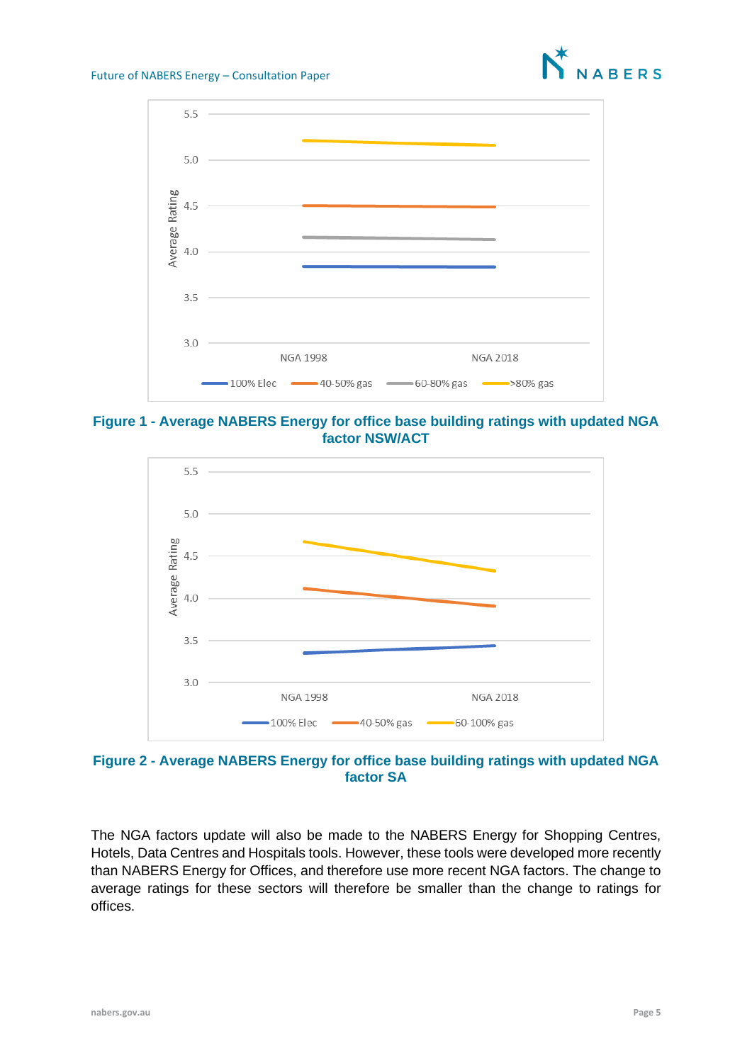**Figure 1 - Average NABERS Energy for office base building ratings with updated NGA factor NSW/ACT**

**Figure 2 - Average NABERS Energy for office base building ratings with updated NGA factor SA**

The NGA factors update will also be made to the NABERS Energy for Shopping Centres, Hotels, Data Centres and Hospitals tools. However, these tools were developed more recently than NABERS Energy for Offices, and therefore use more recent NGA factors. The change to average ratings for these sectors will therefore be smaller than the change to ratings for offices.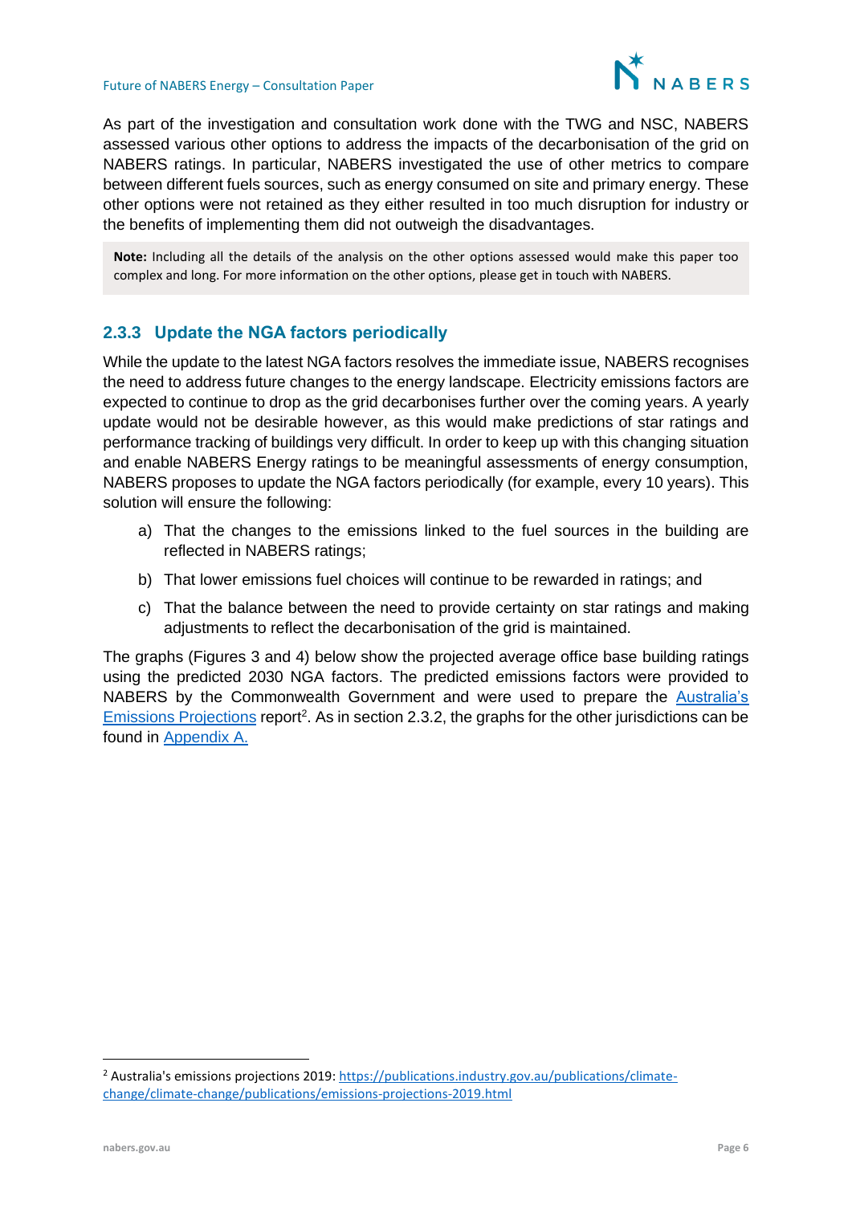As part of the investigation and consultation work done with the TWG and NSC, NABERS assessed various other options to address the impacts of the decarbonisation of the grid on NABERS ratings. In particular, NABERS investigated the use of other metrics to compare between different fuels sources, such as energy consumed on site and primary energy. These other options were not retained as they either resulted in too much disruption for industry or the benefits of implementing them did not outweigh the disadvantages.

> **Note:** Including all the details of the analysis on the other options assessed would make this paper too complex and long. For more information on the other options, please get in touch with NABERS.

### 2.3.3 Update the NGA factors periodically

While the update to the latest NGA factors resolves the immediate issue, NABERS recognises the need to address future changes to the energy landscape. Electricity emissions factors are expected to continue to drop as the grid decarbonises further over the coming years. A yearly update would not be desirable however, as this would make predictions of star ratings and performance tracking of buildings very difficult. In order to keep up with this changing situation and enable NABERS Energy ratings to be meaningful assessments of energy consumption, NABERS proposes to update the NGA factors periodically (for example, every 10 years). This solution will ensure the following:

a) That the changes to the emissions linked to the fuel sources in the building are reflected in NABERS ratings;

b) That lower emissions fuel choices will continue to be rewarded in ratings; and

c) That the balance between the need to provide certainty on star ratings and making adjustments to reflect the decarbonisation of the grid is maintained.

The graphs (Figures 3 and 4) below show the projected average office base building ratings using the predicted 2030 NGA factors. The predicted emissions factors were provided to NABERS by the Commonwealth Government and were used to prepare the [Australia's Emissions Projections](https://publications.industry.gov.au/publications/climate-change/climate-change/publications/emissions-projections-2019.html) report[2]. As in section 2.3.2, the graphs for the other jurisdictions can be found in [Appendix A.](#)

---

[2] Australia's emissions projections 2019: https://publications.industry.gov.au/publications/climate-change/climate-change/publications/emissions-projections-2019.html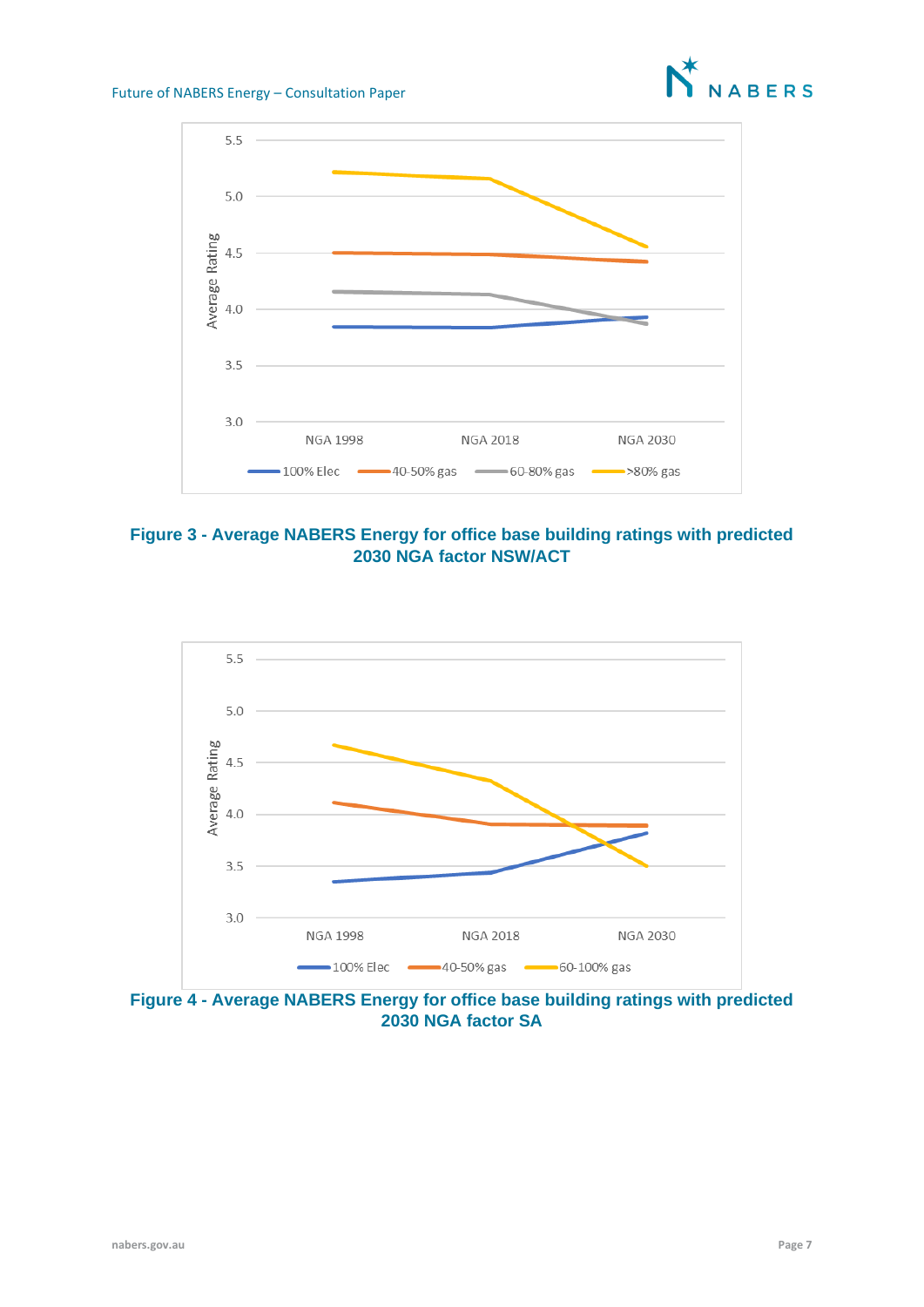Figure 3 - Average NABERS Energy for office base building ratings with predicted 2030 NGA factor NSW/ACT

Figure 4 - Average NABERS Energy for office base building ratings with predicted 2030 NGA factor SA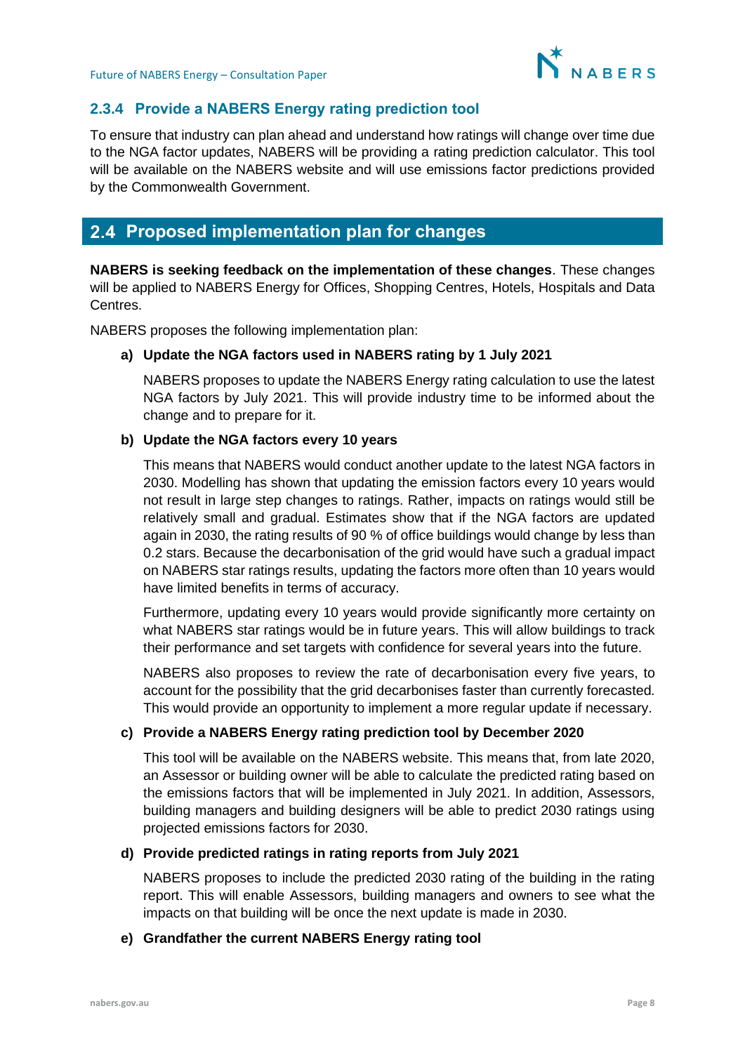### 2.3.4 Provide a NABERS Energy rating prediction tool

To ensure that industry can plan ahead and understand how ratings will change over time due to the NGA factor updates, NABERS will be providing a rating prediction calculator. This tool will be available on the NABERS website and will use emissions factor predictions provided by the Commonwealth Government.

## 2.4 Proposed implementation plan for changes

**NABERS is seeking feedback on the implementation of these changes**. These changes will be applied to NABERS Energy for Offices, Shopping Centres, Hotels, Hospitals and Data Centres.

NABERS proposes the following implementation plan:

**a) Update the NGA factors used in NABERS rating by 1 July 2021**

NABERS proposes to update the NABERS Energy rating calculation to use the latest NGA factors by July 2021. This will provide industry time to be informed about the change and to prepare for it.

**b) Update the NGA factors every 10 years**

This means that NABERS would conduct another update to the latest NGA factors in 2030. Modelling has shown that updating the emission factors every 10 years would not result in large step changes to ratings. Rather, impacts on ratings would still be relatively small and gradual. Estimates show that if the NGA factors are updated again in 2030, the rating results of 90 % of office buildings would change by less than 0.2 stars. Because the decarbonisation of the grid would have such a gradual impact on NABERS star ratings results, updating the factors more often than 10 years would have limited benefits in terms of accuracy.

Furthermore, updating every 10 years would provide significantly more certainty on what NABERS star ratings would be in future years. This will allow buildings to track their performance and set targets with confidence for several years into the future.

NABERS also proposes to review the rate of decarbonisation every five years, to account for the possibility that the grid decarbonises faster than currently forecasted. This would provide an opportunity to implement a more regular update if necessary.

**c) Provide a NABERS Energy rating prediction tool by December 2020**

This tool will be available on the NABERS website. This means that, from late 2020, an Assessor or building owner will be able to calculate the predicted rating based on the emissions factors that will be implemented in July 2021. In addition, Assessors, building managers and building designers will be able to predict 2030 ratings using projected emissions factors for 2030.

**d) Provide predicted ratings in rating reports from July 2021**

NABERS proposes to include the predicted 2030 rating of the building in the rating report. This will enable Assessors, building managers and owners to see what the impacts on that building will be once the next update is made in 2030.

**e) Grandfather the current NABERS Energy rating tool**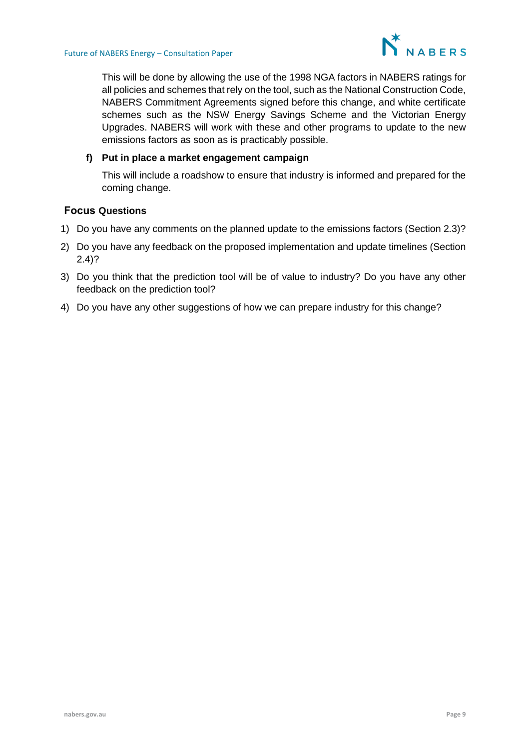This will be done by allowing the use of the 1998 NGA factors in NABERS ratings for all policies and schemes that rely on the tool, such as the National Construction Code, NABERS Commitment Agreements signed before this change, and white certificate schemes such as the NSW Energy Savings Scheme and the Victorian Energy Upgrades. NABERS will work with these and other programs to update to the new emissions factors as soon as is practicably possible.

**f) Put in place a market engagement campaign**

This will include a roadshow to ensure that industry is informed and prepared for the coming change.

## Focus Questions

1) Do you have any comments on the planned update to the emissions factors (Section 2.3)?
2) Do you have any feedback on the proposed implementation and update timelines (Section 2.4)?
3) Do you think that the prediction tool will be of value to industry? Do you have any other feedback on the prediction tool?
4) Do you have any other suggestions of how we can prepare industry for this change?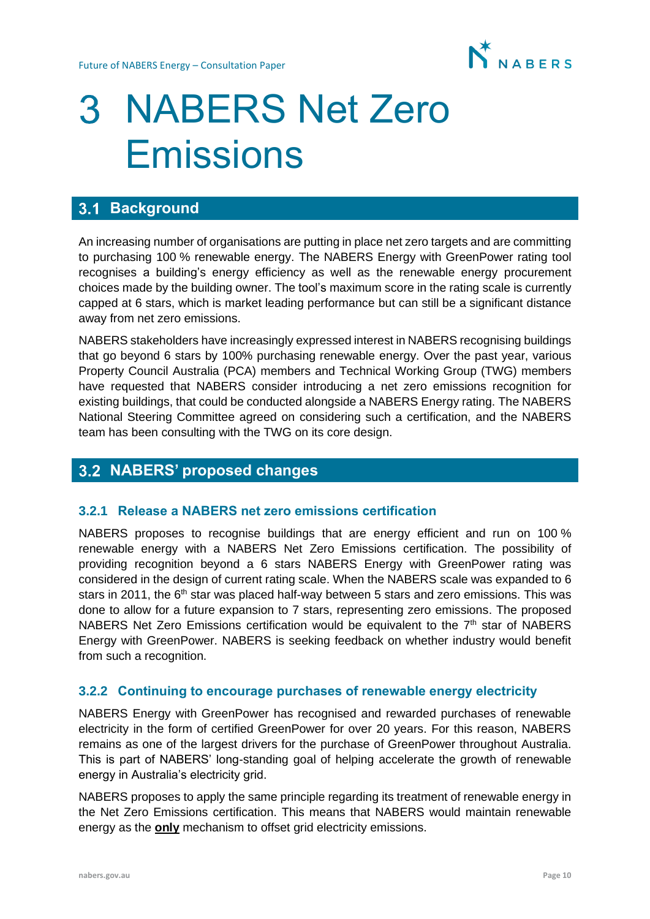# 3 NABERS Net Zero Emissions

## 3.1 Background

An increasing number of organisations are putting in place net zero targets and are committing to purchasing 100 % renewable energy. The NABERS Energy with GreenPower rating tool recognises a building's energy efficiency as well as the renewable energy procurement choices made by the building owner. The tool's maximum score in the rating scale is currently capped at 6 stars, which is market leading performance but can still be a significant distance away from net zero emissions.

NABERS stakeholders have increasingly expressed interest in NABERS recognising buildings that go beyond 6 stars by 100% purchasing renewable energy. Over the past year, various Property Council Australia (PCA) members and Technical Working Group (TWG) members have requested that NABERS consider introducing a net zero emissions recognition for existing buildings, that could be conducted alongside a NABERS Energy rating. The NABERS National Steering Committee agreed on considering such a certification, and the NABERS team has been consulting with the TWG on its core design.

## 3.2 NABERS' proposed changes

### 3.2.1 Release a NABERS net zero emissions certification

NABERS proposes to recognise buildings that are energy efficient and run on 100 % renewable energy with a NABERS Net Zero Emissions certification. The possibility of providing recognition beyond a 6 stars NABERS Energy with GreenPower rating was considered in the design of current rating scale. When the NABERS scale was expanded to 6 stars in 2011, the 6th star was placed half-way between 5 stars and zero emissions. This was done to allow for a future expansion to 7 stars, representing zero emissions. The proposed NABERS Net Zero Emissions certification would be equivalent to the 7th star of NABERS Energy with GreenPower. NABERS is seeking feedback on whether industry would benefit from such a recognition.

### 3.2.2 Continuing to encourage purchases of renewable energy electricity

NABERS Energy with GreenPower has recognised and rewarded purchases of renewable electricity in the form of certified GreenPower for over 20 years. For this reason, NABERS remains as one of the largest drivers for the purchase of GreenPower throughout Australia. This is part of NABERS' long-standing goal of helping accelerate the growth of renewable energy in Australia's electricity grid.

NABERS proposes to apply the same principle regarding its treatment of renewable energy in the Net Zero Emissions certification. This means that NABERS would maintain renewable energy as the **only** mechanism to offset grid electricity emissions.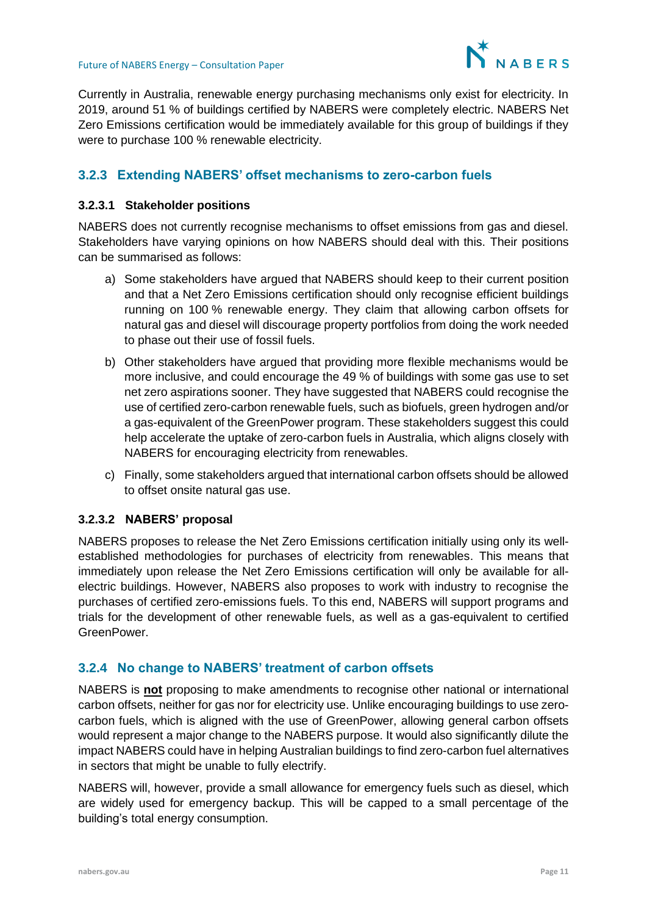Currently in Australia, renewable energy purchasing mechanisms only exist for electricity. In 2019, around 51 % of buildings certified by NABERS were completely electric. NABERS Net Zero Emissions certification would be immediately available for this group of buildings if they were to purchase 100 % renewable electricity.

### 3.2.3 Extending NABERS' offset mechanisms to zero-carbon fuels

#### 3.2.3.1 Stakeholder positions

NABERS does not currently recognise mechanisms to offset emissions from gas and diesel. Stakeholders have varying opinions on how NABERS should deal with this. Their positions can be summarised as follows:

a) Some stakeholders have argued that NABERS should keep to their current position and that a Net Zero Emissions certification should only recognise efficient buildings running on 100 % renewable energy. They claim that allowing carbon offsets for natural gas and diesel will discourage property portfolios from doing the work needed to phase out their use of fossil fuels.

b) Other stakeholders have argued that providing more flexible mechanisms would be more inclusive, and could encourage the 49 % of buildings with some gas use to set net zero aspirations sooner. They have suggested that NABERS could recognise the use of certified zero-carbon renewable fuels, such as biofuels, green hydrogen and/or a gas-equivalent of the GreenPower program. These stakeholders suggest this could help accelerate the uptake of zero-carbon fuels in Australia, which aligns closely with NABERS for encouraging electricity from renewables.

c) Finally, some stakeholders argued that international carbon offsets should be allowed to offset onsite natural gas use.

#### 3.2.3.2 NABERS' proposal

NABERS proposes to release the Net Zero Emissions certification initially using only its well-established methodologies for purchases of electricity from renewables. This means that immediately upon release the Net Zero Emissions certification will only be available for all-electric buildings. However, NABERS also proposes to work with industry to recognise the purchases of certified zero-emissions fuels. To this end, NABERS will support programs and trials for the development of other renewable fuels, as well as a gas-equivalent to certified GreenPower.

### 3.2.4 No change to NABERS' treatment of carbon offsets

NABERS is **not** proposing to make amendments to recognise other national or international carbon offsets, neither for gas nor for electricity use. Unlike encouraging buildings to use zero-carbon fuels, which is aligned with the use of GreenPower, allowing general carbon offsets would represent a major change to the NABERS purpose. It would also significantly dilute the impact NABERS could have in helping Australian buildings to find zero-carbon fuel alternatives in sectors that might be unable to fully electrify.

NABERS will, however, provide a small allowance for emergency fuels such as diesel, which are widely used for emergency backup. This will be capped to a small percentage of the building's total energy consumption.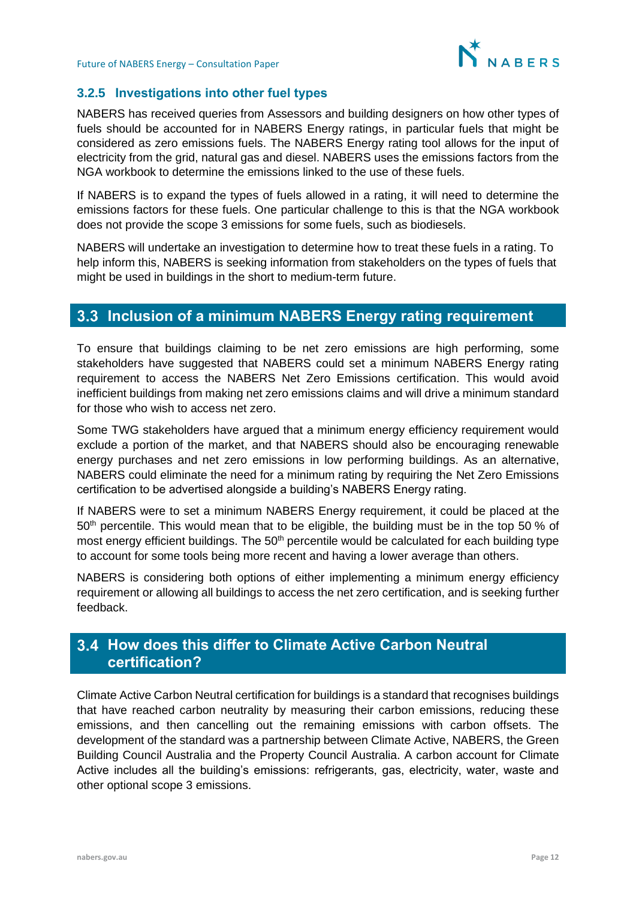### 3.2.5 Investigations into other fuel types

NABERS has received queries from Assessors and building designers on how other types of fuels should be accounted for in NABERS Energy ratings, in particular fuels that might be considered as zero emissions fuels. The NABERS Energy rating tool allows for the input of electricity from the grid, natural gas and diesel. NABERS uses the emissions factors from the NGA workbook to determine the emissions linked to the use of these fuels.

If NABERS is to expand the types of fuels allowed in a rating, it will need to determine the emissions factors for these fuels. One particular challenge to this is that the NGA workbook does not provide the scope 3 emissions for some fuels, such as biodiesels.

NABERS will undertake an investigation to determine how to treat these fuels in a rating. To help inform this, NABERS is seeking information from stakeholders on the types of fuels that might be used in buildings in the short to medium-term future.

## 3.3 Inclusion of a minimum NABERS Energy rating requirement

To ensure that buildings claiming to be net zero emissions are high performing, some stakeholders have suggested that NABERS could set a minimum NABERS Energy rating requirement to access the NABERS Net Zero Emissions certification. This would avoid inefficient buildings from making net zero emissions claims and will drive a minimum standard for those who wish to access net zero.

Some TWG stakeholders have argued that a minimum energy efficiency requirement would exclude a portion of the market, and that NABERS should also be encouraging renewable energy purchases and net zero emissions in low performing buildings. As an alternative, NABERS could eliminate the need for a minimum rating by requiring the Net Zero Emissions certification to be advertised alongside a building's NABERS Energy rating.

If NABERS were to set a minimum NABERS Energy requirement, it could be placed at the 50th percentile. This would mean that to be eligible, the building must be in the top 50 % of most energy efficient buildings. The 50th percentile would be calculated for each building type to account for some tools being more recent and having a lower average than others.

NABERS is considering both options of either implementing a minimum energy efficiency requirement or allowing all buildings to access the net zero certification, and is seeking further feedback.

## 3.4 How does this differ to Climate Active Carbon Neutral certification?

Climate Active Carbon Neutral certification for buildings is a standard that recognises buildings that have reached carbon neutrality by measuring their carbon emissions, reducing these emissions, and then cancelling out the remaining emissions with carbon offsets. The development of the standard was a partnership between Climate Active, NABERS, the Green Building Council Australia and the Property Council Australia. A carbon account for Climate Active includes all the building's emissions: refrigerants, gas, electricity, water, waste and other optional scope 3 emissions.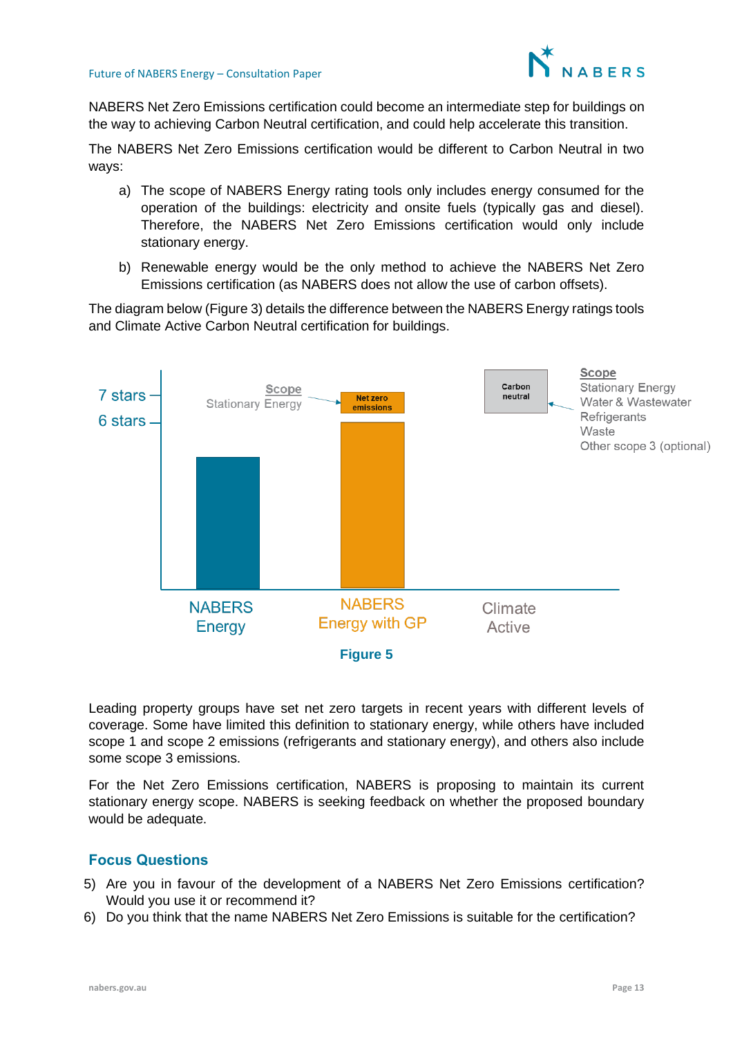NABERS Net Zero Emissions certification could become an intermediate step for buildings on the way to achieving Carbon Neutral certification, and could help accelerate this transition.

The NABERS Net Zero Emissions certification would be different to Carbon Neutral in two ways:

a) The scope of NABERS Energy rating tools only includes energy consumed for the operation of the buildings: electricity and onsite fuels (typically gas and diesel). Therefore, the NABERS Net Zero Emissions certification would only include stationary energy.

b) Renewable energy would be the only method to achieve the NABERS Net Zero Emissions certification (as NABERS does not allow the use of carbon offsets).

The diagram below (Figure 3) details the difference between the NABERS Energy ratings tools and Climate Active Carbon Neutral certification for buildings.

7 stars

6 stars

Scope
Stationary Energy

Net zero emissions

Carbon neutral

Scope
Stationary Energy
Water & Wastewater
Refrigerants
Waste
Other scope 3 (optional)

NABERS Energy

NABERS Energy with GP

Climate Active

**Figure 5**

Leading property groups have set net zero targets in recent years with different levels of coverage. Some have limited this definition to stationary energy, while others have included scope 1 and scope 2 emissions (refrigerants and stationary energy), and others also include some scope 3 emissions.

For the Net Zero Emissions certification, NABERS is proposing to maintain its current stationary energy scope. NABERS is seeking feedback on whether the proposed boundary would be adequate.

## Focus Questions

5) Are you in favour of the development of a NABERS Net Zero Emissions certification? Would you use it or recommend it?
6) Do you think that the name NABERS Net Zero Emissions is suitable for the certification?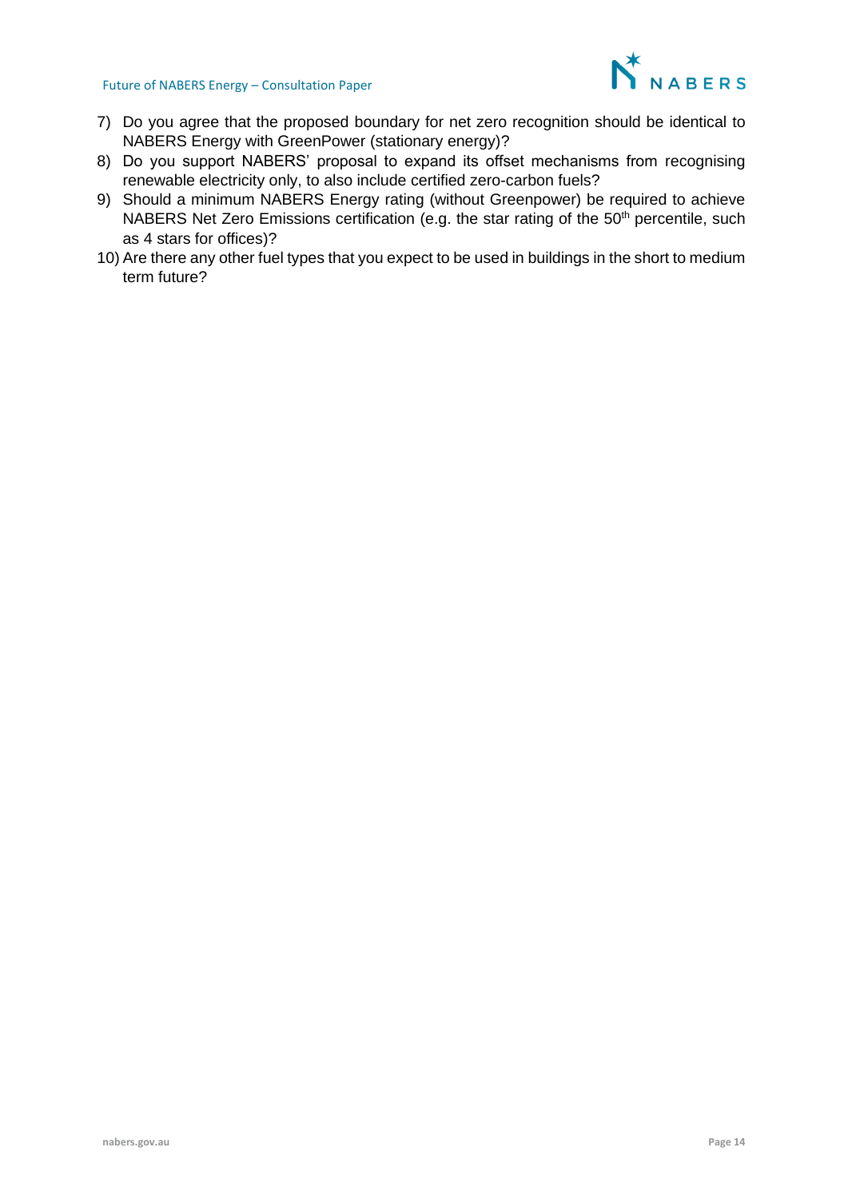7) Do you agree that the proposed boundary for net zero recognition should be identical to NABERS Energy with GreenPower (stationary energy)?
8) Do you support NABERS' proposal to expand its offset mechanisms from recognising renewable electricity only, to also include certified zero-carbon fuels?
9) Should a minimum NABERS Energy rating (without Greenpower) be required to achieve NABERS Net Zero Emissions certification (e.g. the star rating of the 50$^{th}$ percentile, such as 4 stars for offices)?
10) Are there any other fuel types that you expect to be used in buildings in the short to medium term future?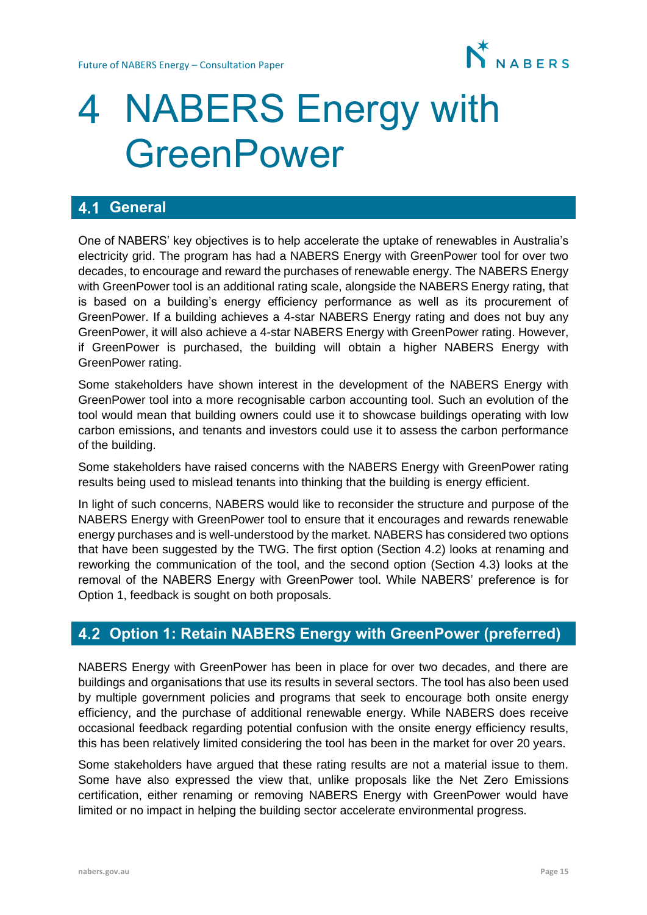# 4 NABERS Energy with GreenPower

## 4.1 General

One of NABERS' key objectives is to help accelerate the uptake of renewables in Australia's electricity grid. The program has had a NABERS Energy with GreenPower tool for over two decades, to encourage and reward the purchases of renewable energy. The NABERS Energy with GreenPower tool is an additional rating scale, alongside the NABERS Energy rating, that is based on a building's energy efficiency performance as well as its procurement of GreenPower. If a building achieves a 4-star NABERS Energy rating and does not buy any GreenPower, it will also achieve a 4-star NABERS Energy with GreenPower rating. However, if GreenPower is purchased, the building will obtain a higher NABERS Energy with GreenPower rating.

Some stakeholders have shown interest in the development of the NABERS Energy with GreenPower tool into a more recognisable carbon accounting tool. Such an evolution of the tool would mean that building owners could use it to showcase buildings operating with low carbon emissions, and tenants and investors could use it to assess the carbon performance of the building.

Some stakeholders have raised concerns with the NABERS Energy with GreenPower rating results being used to mislead tenants into thinking that the building is energy efficient.

In light of such concerns, NABERS would like to reconsider the structure and purpose of the NABERS Energy with GreenPower tool to ensure that it encourages and rewards renewable energy purchases and is well-understood by the market. NABERS has considered two options that have been suggested by the TWG. The first option (Section 4.2) looks at renaming and reworking the communication of the tool, and the second option (Section 4.3) looks at the removal of the NABERS Energy with GreenPower tool. While NABERS' preference is for Option 1, feedback is sought on both proposals.

## 4.2 Option 1: Retain NABERS Energy with GreenPower (preferred)

NABERS Energy with GreenPower has been in place for over two decades, and there are buildings and organisations that use its results in several sectors. The tool has also been used by multiple government policies and programs that seek to encourage both onsite energy efficiency, and the purchase of additional renewable energy. While NABERS does receive occasional feedback regarding potential confusion with the onsite energy efficiency results, this has been relatively limited considering the tool has been in the market for over 20 years.

Some stakeholders have argued that these rating results are not a material issue to them. Some have also expressed the view that, unlike proposals like the Net Zero Emissions certification, either renaming or removing NABERS Energy with GreenPower would have limited or no impact in helping the building sector accelerate environmental progress.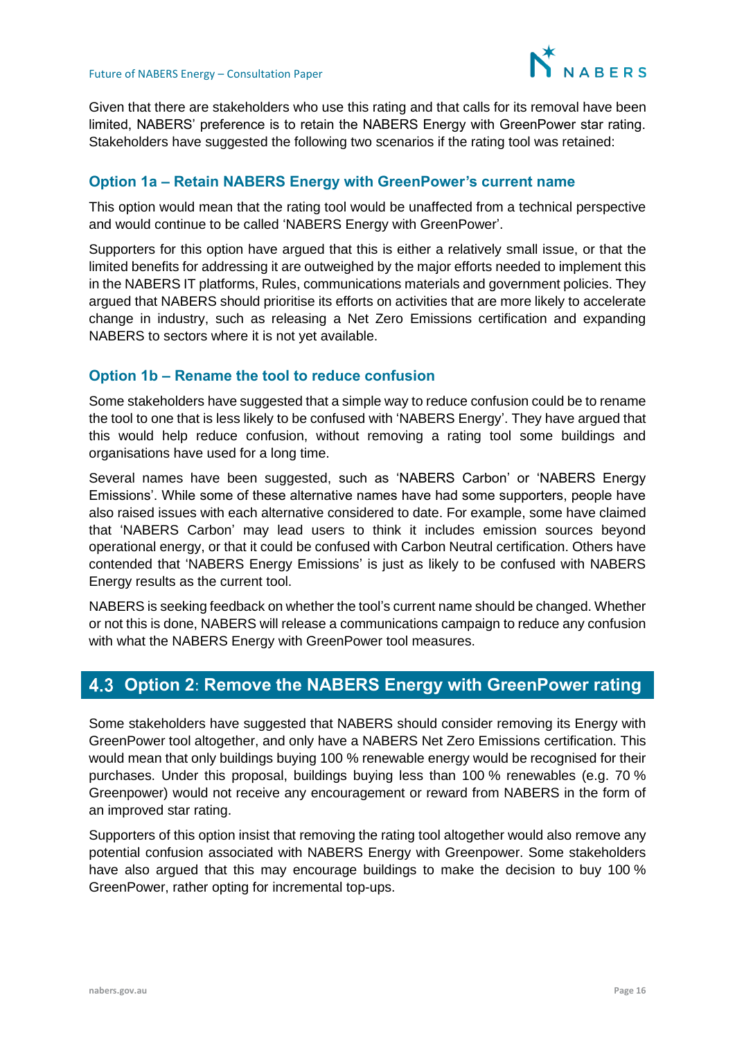Given that there are stakeholders who use this rating and that calls for its removal have been limited, NABERS' preference is to retain the NABERS Energy with GreenPower star rating. Stakeholders have suggested the following two scenarios if the rating tool was retained:

### Option 1a – Retain NABERS Energy with GreenPower's current name

This option would mean that the rating tool would be unaffected from a technical perspective and would continue to be called 'NABERS Energy with GreenPower'.

Supporters for this option have argued that this is either a relatively small issue, or that the limited benefits for addressing it are outweighed by the major efforts needed to implement this in the NABERS IT platforms, Rules, communications materials and government policies. They argued that NABERS should prioritise its efforts on activities that are more likely to accelerate change in industry, such as releasing a Net Zero Emissions certification and expanding NABERS to sectors where it is not yet available.

### Option 1b – Rename the tool to reduce confusion

Some stakeholders have suggested that a simple way to reduce confusion could be to rename the tool to one that is less likely to be confused with 'NABERS Energy'. They have argued that this would help reduce confusion, without removing a rating tool some buildings and organisations have used for a long time.

Several names have been suggested, such as 'NABERS Carbon' or 'NABERS Energy Emissions'. While some of these alternative names have had some supporters, people have also raised issues with each alternative considered to date. For example, some have claimed that 'NABERS Carbon' may lead users to think it includes emission sources beyond operational energy, or that it could be confused with Carbon Neutral certification. Others have contended that 'NABERS Energy Emissions' is just as likely to be confused with NABERS Energy results as the current tool.

NABERS is seeking feedback on whether the tool's current name should be changed. Whether or not this is done, NABERS will release a communications campaign to reduce any confusion with what the NABERS Energy with GreenPower tool measures.

## 4.3 Option 2: Remove the NABERS Energy with GreenPower rating

Some stakeholders have suggested that NABERS should consider removing its Energy with GreenPower tool altogether, and only have a NABERS Net Zero Emissions certification. This would mean that only buildings buying 100 % renewable energy would be recognised for their purchases. Under this proposal, buildings buying less than 100 % renewables (e.g. 70 % Greenpower) would not receive any encouragement or reward from NABERS in the form of an improved star rating.

Supporters of this option insist that removing the rating tool altogether would also remove any potential confusion associated with NABERS Energy with Greenpower. Some stakeholders have also argued that this may encourage buildings to make the decision to buy 100 % GreenPower, rather opting for incremental top-ups.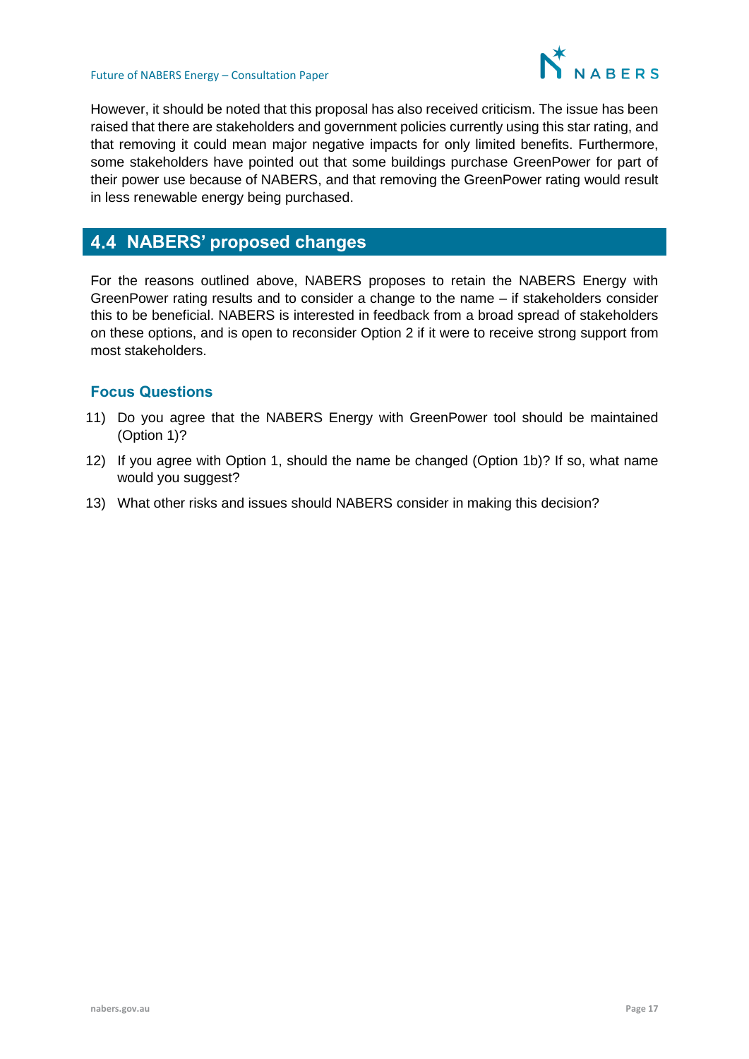However, it should be noted that this proposal has also received criticism. The issue has been raised that there are stakeholders and government policies currently using this star rating, and that removing it could mean major negative impacts for only limited benefits. Furthermore, some stakeholders have pointed out that some buildings purchase GreenPower for part of their power use because of NABERS, and that removing the GreenPower rating would result in less renewable energy being purchased.

## 4.4 NABERS' proposed changes

For the reasons outlined above, NABERS proposes to retain the NABERS Energy with GreenPower rating results and to consider a change to the name – if stakeholders consider this to be beneficial. NABERS is interested in feedback from a broad spread of stakeholders on these options, and is open to reconsider Option 2 if it were to receive strong support from most stakeholders.

### Focus Questions

11) Do you agree that the NABERS Energy with GreenPower tool should be maintained (Option 1)?
12) If you agree with Option 1, should the name be changed (Option 1b)? If so, what name would you suggest?
13) What other risks and issues should NABERS consider in making this decision?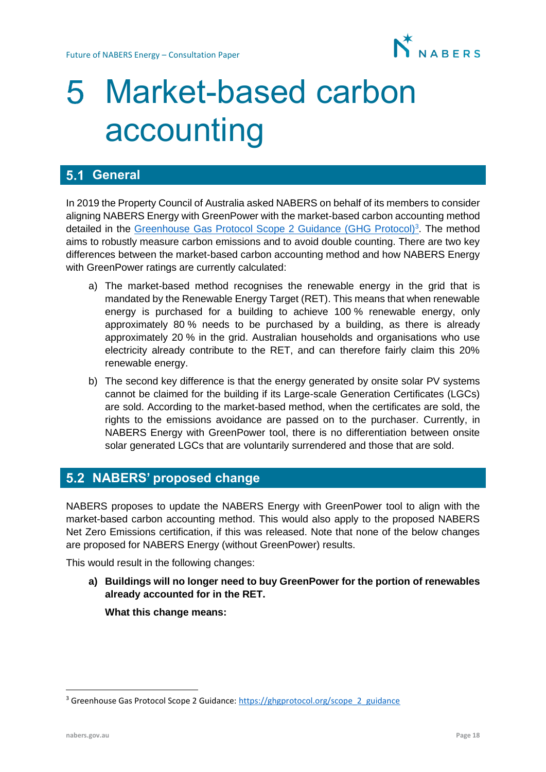# 5 Market-based carbon accounting

## 5.1 General

In 2019 the Property Council of Australia asked NABERS on behalf of its members to consider aligning NABERS Energy with GreenPower with the market-based carbon accounting method detailed in the Greenhouse Gas Protocol Scope 2 Guidance (GHG Protocol)[3]. The method aims to robustly measure carbon emissions and to avoid double counting. There are two key differences between the market-based carbon accounting method and how NABERS Energy with GreenPower ratings are currently calculated:

a) The market-based method recognises the renewable energy in the grid that is mandated by the Renewable Energy Target (RET). This means that when renewable energy is purchased for a building to achieve 100 % renewable energy, only approximately 80 % needs to be purchased by a building, as there is already approximately 20 % in the grid. Australian households and organisations who use electricity already contribute to the RET, and can therefore fairly claim this 20% renewable energy.

b) The second key difference is that the energy generated by onsite solar PV systems cannot be claimed for the building if its Large-scale Generation Certificates (LGCs) are sold. According to the market-based method, when the certificates are sold, the rights to the emissions avoidance are passed on to the purchaser. Currently, in NABERS Energy with GreenPower tool, there is no differentiation between onsite solar generated LGCs that are voluntarily surrendered and those that are sold.

## 5.2 NABERS' proposed change

NABERS proposes to update the NABERS Energy with GreenPower tool to align with the market-based carbon accounting method. This would also apply to the proposed NABERS Net Zero Emissions certification, if this was released. Note that none of the below changes are proposed for NABERS Energy (without GreenPower) results.

This would result in the following changes:

a) **Buildings will no longer need to buy GreenPower for the portion of renewables already accounted for in the RET.**

   **What this change means:**

[3] Greenhouse Gas Protocol Scope 2 Guidance: https://ghgprotocol.org/scope_2_guidance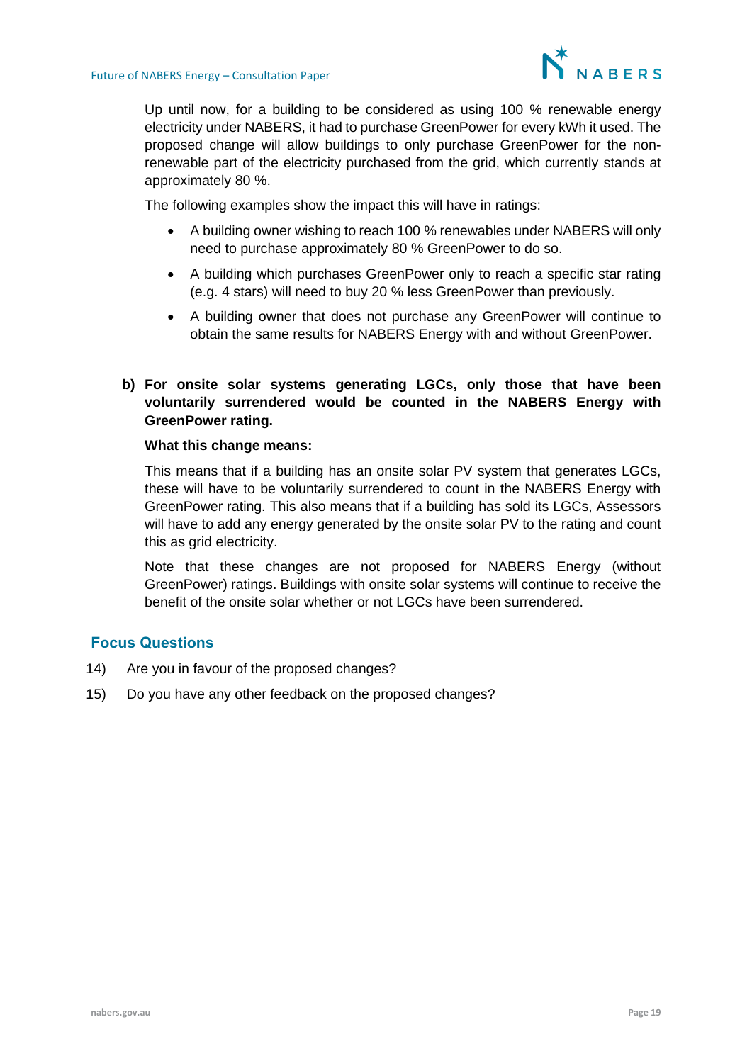Up until now, for a building to be considered as using 100 % renewable energy electricity under NABERS, it had to purchase GreenPower for every kWh it used. The proposed change will allow buildings to only purchase GreenPower for the non-renewable part of the electricity purchased from the grid, which currently stands at approximately 80 %.

The following examples show the impact this will have in ratings:

- A building owner wishing to reach 100 % renewables under NABERS will only need to purchase approximately 80 % GreenPower to do so.
- A building which purchases GreenPower only to reach a specific star rating (e.g. 4 stars) will need to buy 20 % less GreenPower than previously.
- A building owner that does not purchase any GreenPower will continue to obtain the same results for NABERS Energy with and without GreenPower.

**b) For onsite solar systems generating LGCs, only those that have been voluntarily surrendered would be counted in the NABERS Energy with GreenPower rating.**

**What this change means:**

This means that if a building has an onsite solar PV system that generates LGCs, these will have to be voluntarily surrendered to count in the NABERS Energy with GreenPower rating. This also means that if a building has sold its LGCs, Assessors will have to add any energy generated by the onsite solar PV to the rating and count this as grid electricity.

Note that these changes are not proposed for NABERS Energy (without GreenPower) ratings. Buildings with onsite solar systems will continue to receive the benefit of the onsite solar whether or not LGCs have been surrendered.

## Focus Questions

14) Are you in favour of the proposed changes?

15) Do you have any other feedback on the proposed changes?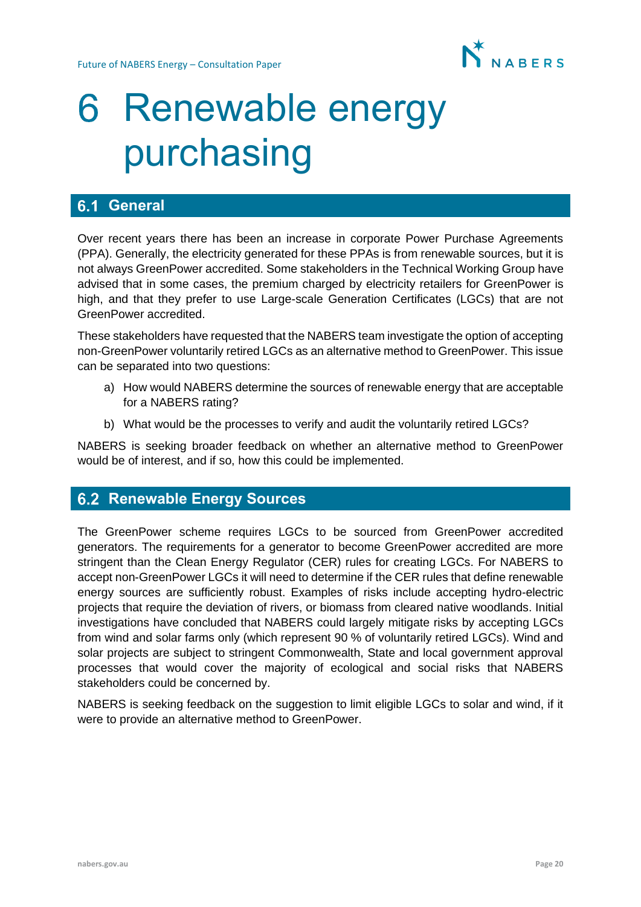# 6 Renewable energy purchasing

## 6.1 General

Over recent years there has been an increase in corporate Power Purchase Agreements (PPA). Generally, the electricity generated for these PPAs is from renewable sources, but it is not always GreenPower accredited. Some stakeholders in the Technical Working Group have advised that in some cases, the premium charged by electricity retailers for GreenPower is high, and that they prefer to use Large-scale Generation Certificates (LGCs) that are not GreenPower accredited.

These stakeholders have requested that the NABERS team investigate the option of accepting non-GreenPower voluntarily retired LGCs as an alternative method to GreenPower. This issue can be separated into two questions:

a) How would NABERS determine the sources of renewable energy that are acceptable for a NABERS rating?

b) What would be the processes to verify and audit the voluntarily retired LGCs?

NABERS is seeking broader feedback on whether an alternative method to GreenPower would be of interest, and if so, how this could be implemented.

## 6.2 Renewable Energy Sources

The GreenPower scheme requires LGCs to be sourced from GreenPower accredited generators. The requirements for a generator to become GreenPower accredited are more stringent than the Clean Energy Regulator (CER) rules for creating LGCs. For NABERS to accept non-GreenPower LGCs it will need to determine if the CER rules that define renewable energy sources are sufficiently robust. Examples of risks include accepting hydro-electric projects that require the deviation of rivers, or biomass from cleared native woodlands. Initial investigations have concluded that NABERS could largely mitigate risks by accepting LGCs from wind and solar farms only (which represent 90 % of voluntarily retired LGCs). Wind and solar projects are subject to stringent Commonwealth, State and local government approval processes that would cover the majority of ecological and social risks that NABERS stakeholders could be concerned by.

NABERS is seeking feedback on the suggestion to limit eligible LGCs to solar and wind, if it were to provide an alternative method to GreenPower.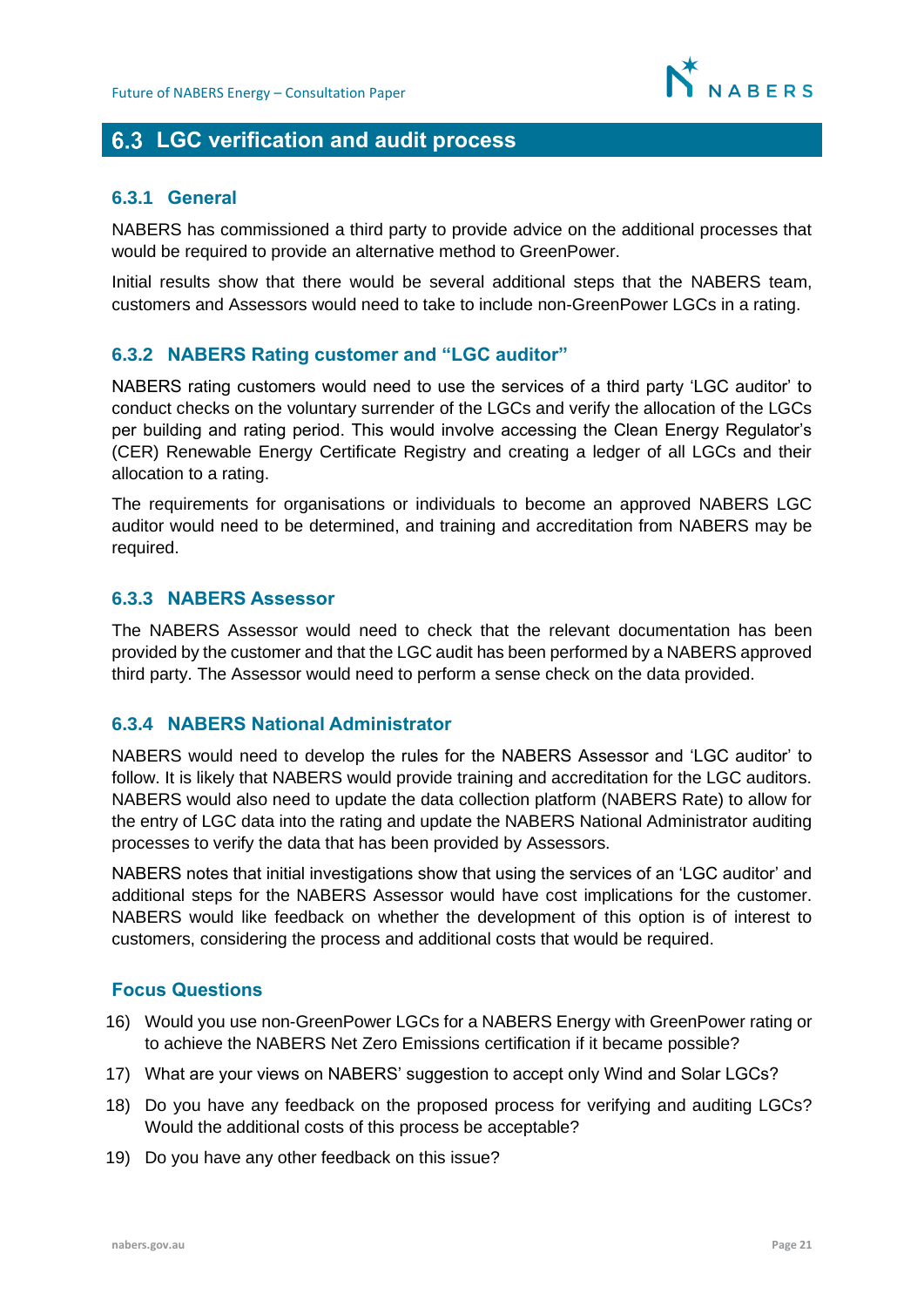## 6.3 LGC verification and audit process

### 6.3.1 General

NABERS has commissioned a third party to provide advice on the additional processes that would be required to provide an alternative method to GreenPower.

Initial results show that there would be several additional steps that the NABERS team, customers and Assessors would need to take to include non-GreenPower LGCs in a rating.

### 6.3.2 NABERS Rating customer and "LGC auditor"

NABERS rating customers would need to use the services of a third party 'LGC auditor' to conduct checks on the voluntary surrender of the LGCs and verify the allocation of the LGCs per building and rating period. This would involve accessing the Clean Energy Regulator's (CER) Renewable Energy Certificate Registry and creating a ledger of all LGCs and their allocation to a rating.

The requirements for organisations or individuals to become an approved NABERS LGC auditor would need to be determined, and training and accreditation from NABERS may be required.

### 6.3.3 NABERS Assessor

The NABERS Assessor would need to check that the relevant documentation has been provided by the customer and that the LGC audit has been performed by a NABERS approved third party. The Assessor would need to perform a sense check on the data provided.

### 6.3.4 NABERS National Administrator

NABERS would need to develop the rules for the NABERS Assessor and 'LGC auditor' to follow. It is likely that NABERS would provide training and accreditation for the LGC auditors. NABERS would also need to update the data collection platform (NABERS Rate) to allow for the entry of LGC data into the rating and update the NABERS National Administrator auditing processes to verify the data that has been provided by Assessors.

NABERS notes that initial investigations show that using the services of an 'LGC auditor' and additional steps for the NABERS Assessor would have cost implications for the customer. NABERS would like feedback on whether the development of this option is of interest to customers, considering the process and additional costs that would be required.

### Focus Questions

16) Would you use non-GreenPower LGCs for a NABERS Energy with GreenPower rating or to achieve the NABERS Net Zero Emissions certification if it became possible?
17) What are your views on NABERS' suggestion to accept only Wind and Solar LGCs?
18) Do you have any feedback on the proposed process for verifying and auditing LGCs? Would the additional costs of this process be acceptable?
19) Do you have any other feedback on this issue?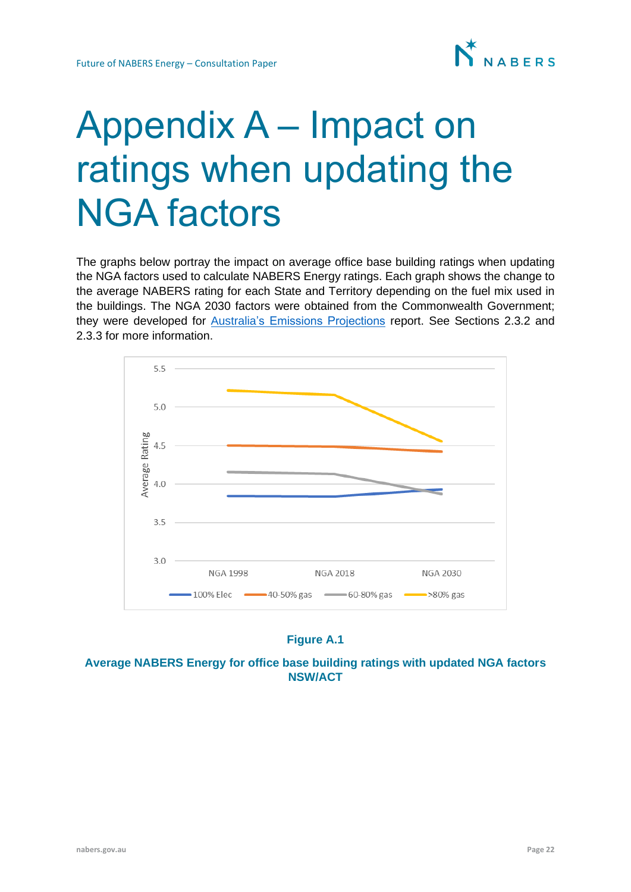# Appendix A – Impact on ratings when updating the NGA factors

The graphs below portray the impact on average office base building ratings when updating the NGA factors used to calculate NABERS Energy ratings. Each graph shows the change to the average NABERS rating for each State and Territory depending on the fuel mix used in the buildings. The NGA 2030 factors were obtained from the Commonwealth Government; they were developed for Australia's Emissions Projections report. See Sections 2.3.2 and 2.3.3 for more information.

**Figure A.1**

**Average NABERS Energy for office base building ratings with updated NGA factors NSW/ACT**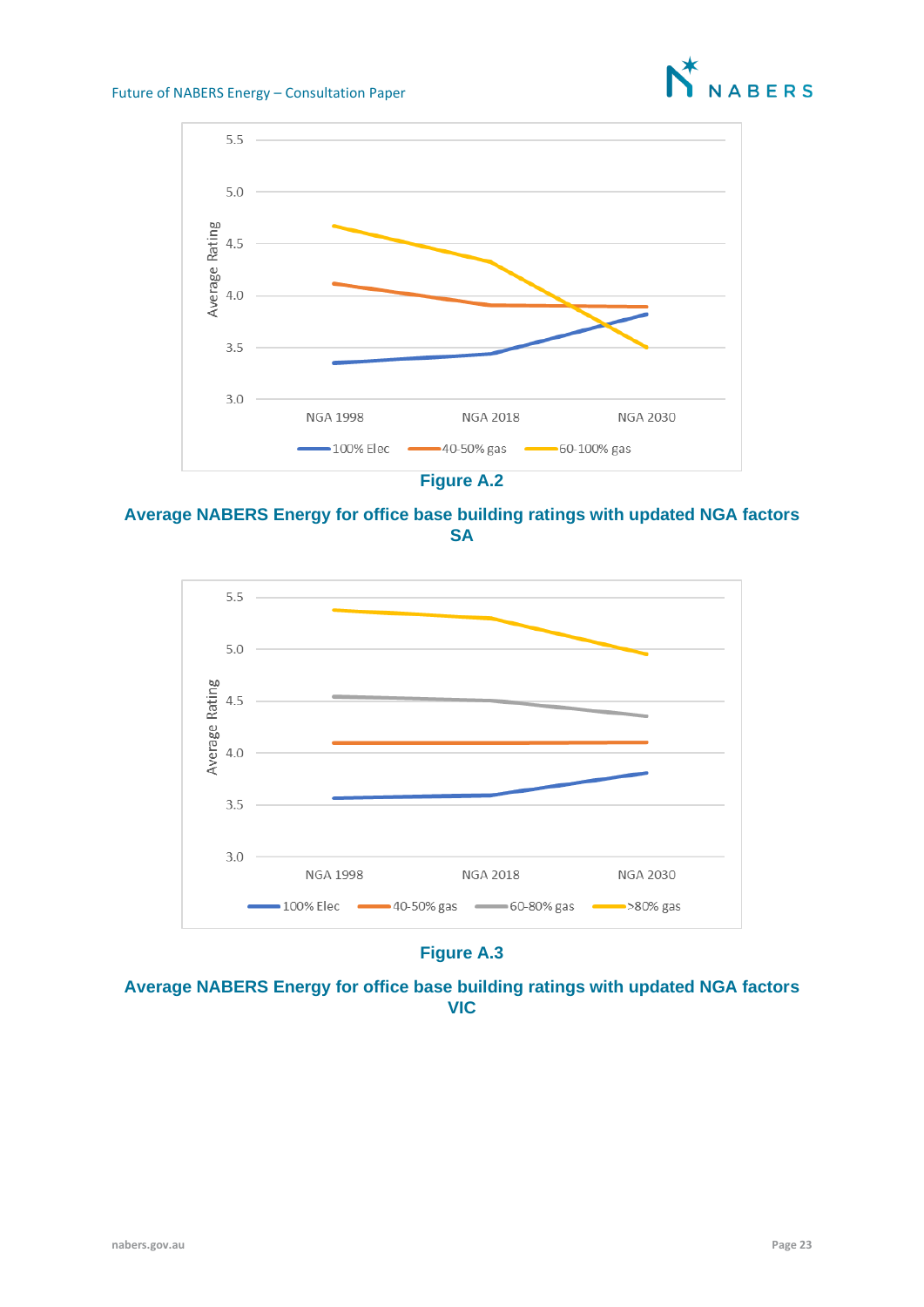Figure A.2

**Average NABERS Energy for office base building ratings with updated NGA factors SA**

Figure A.3

**Average NABERS Energy for office base building ratings with updated NGA factors VIC**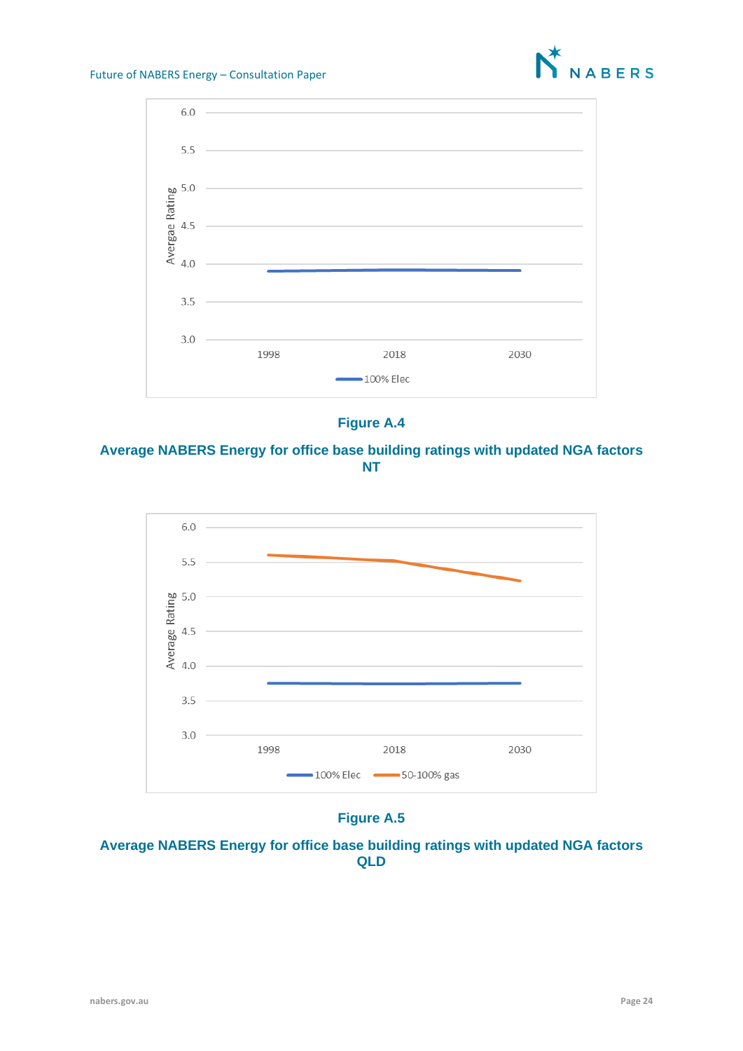**Figure A.4**

**Average NABERS Energy for office base building ratings with updated NGA factors NT**

**Figure A.5**

**Average NABERS Energy for office base building ratings with updated NGA factors QLD**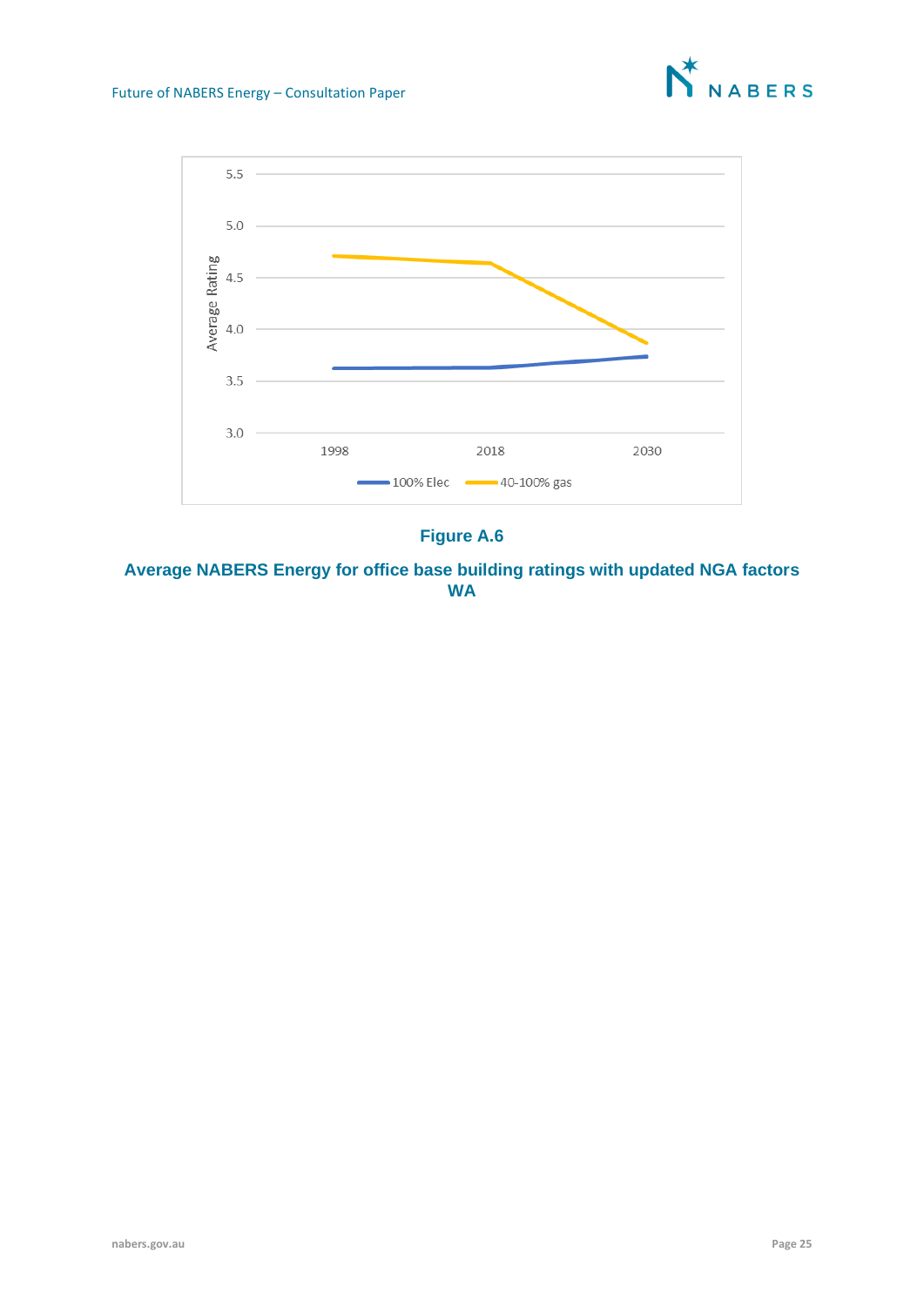Figure A.6

Average NABERS Energy for office base building ratings with updated NGA factors WA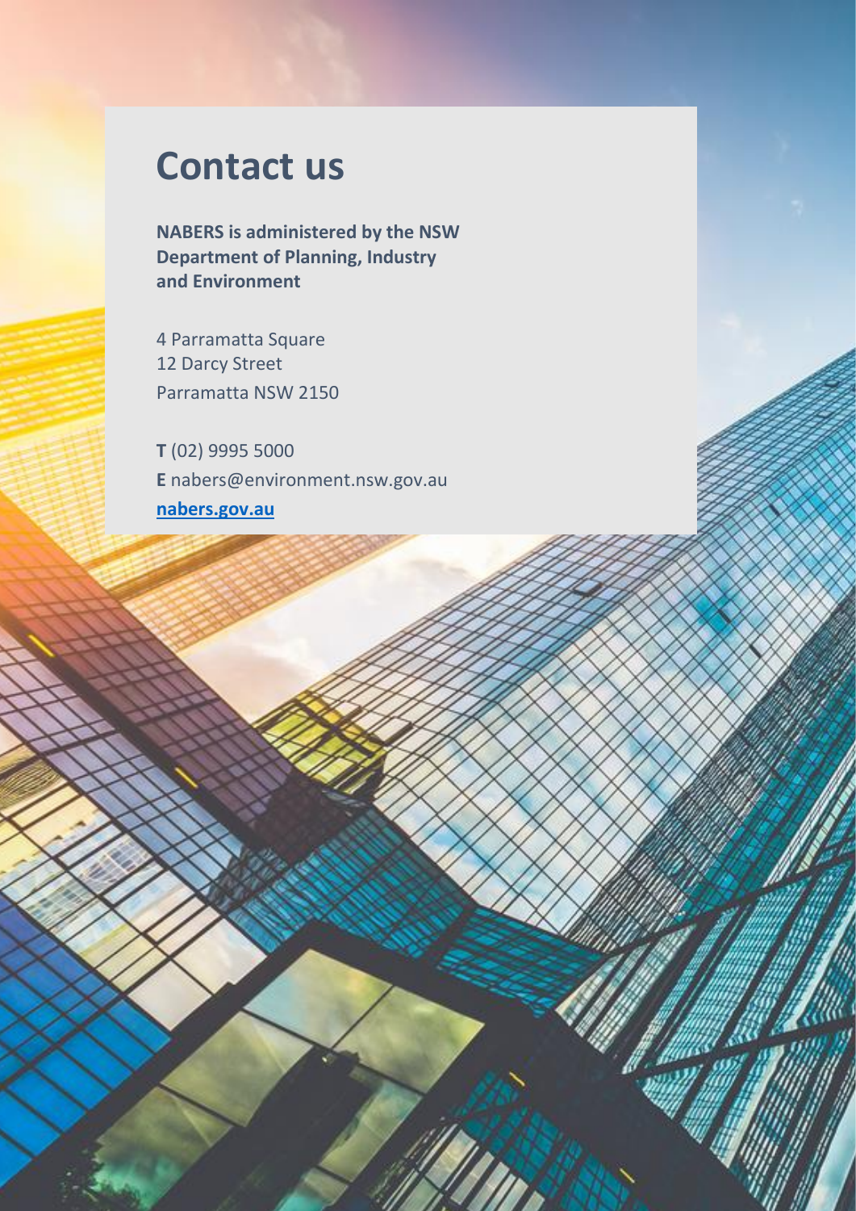# Contact us

**NABERS is administered by the NSW Department of Planning, Industry and Environment**

4 Parramatta Square
12 Darcy Street
Parramatta NSW 2150

**T** (02) 9995 5000
**E** nabers@environment.nsw.gov.au
**nabers.gov.au**